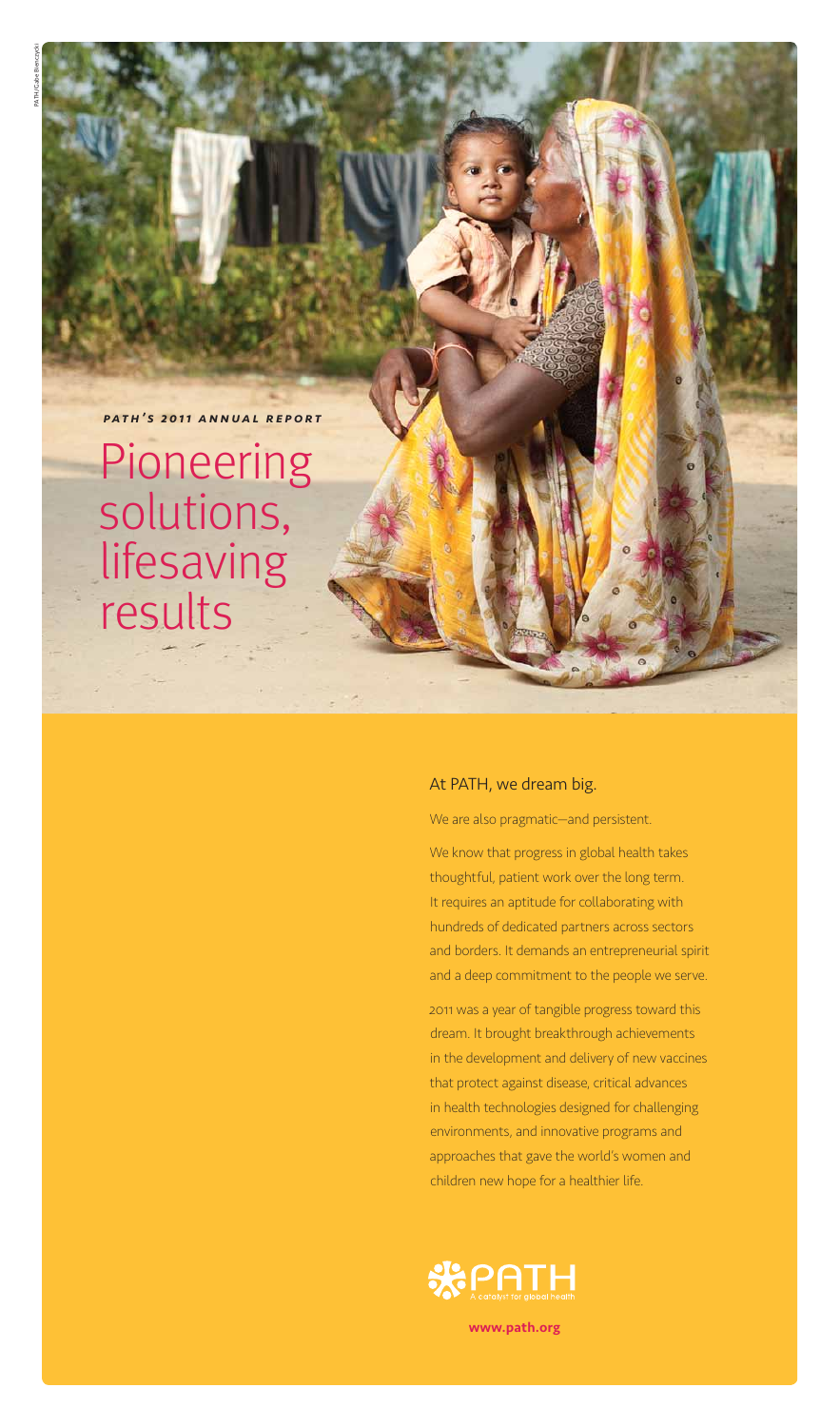PATH/Gabe Bienczycki

***PATH'S 2011 ANNUAL REPORT***

# Pioneering solutions, lifesaving results

## At PATH, we dream big.

We are also pragmatic—and persistent.

We know that progress in global health takes thoughtful, patient work over the long term. It requires an aptitude for collaborating with hundreds of dedicated partners across sectors and borders. It demands an entrepreneurial spirit and a deep commitment to the people we serve.

2011 was a year of tangible progress toward this dream. It brought breakthrough achievements in the development and delivery of new vaccines that protect against disease, critical advances in health technologies designed for challenging environments, and innovative programs and approaches that gave the world's women and children new hope for a healthier life.

PATH
A catalyst for global health

**www.path.org**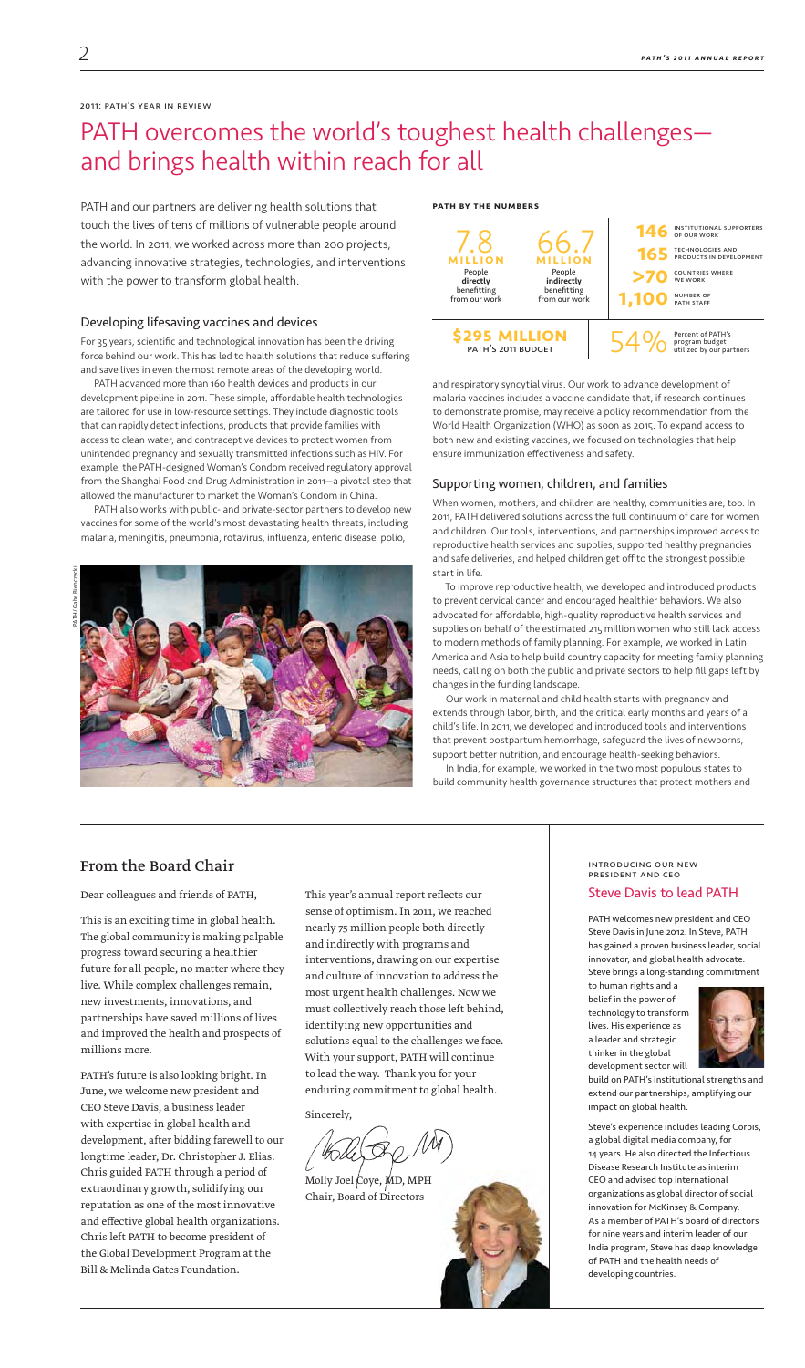2011: PATH's year in review

# PATH overcomes the world's toughest health challenges—and brings health within reach for all

PATH and our partners are delivering health solutions that touch the lives of tens of millions of vulnerable people around the world. In 2011, we worked across more than 200 projects, advancing innovative strategies, technologies, and interventions with the power to transform global health.

## Developing lifesaving vaccines and devices

For 35 years, scientific and technological innovation has been the driving force behind our work. This has led to health solutions that reduce suffering and save lives in even the most remote areas of the developing world.

PATH advanced more than 160 health devices and products in our development pipeline in 2011. These simple, affordable health technologies are tailored for use in low-resource settings. They include diagnostic tools that can rapidly detect infections, products that provide families with access to clean water, and contraceptive devices to protect women from unintended pregnancy and sexually transmitted infections such as HIV. For example, the PATH-designed Woman's Condom received regulatory approval from the Shanghai Food and Drug Administration in 2011—a pivotal step that allowed the manufacturer to market the Woman's Condom in China.

PATH also works with public- and private-sector partners to develop new vaccines for some of the world's most devastating health threats, including malaria, meningitis, pneumonia, rotavirus, influenza, enteric disease, polio, and respiratory syncytial virus. Our work to advance development of malaria vaccines includes a vaccine candidate that, if research continues to demonstrate promise, may receive a policy recommendation from the World Health Organization (WHO) as soon as 2015. To expand access to both new and existing vaccines, we focused on technologies that help ensure immunization effectiveness and safety.

PATH/Gabe Bienczycki

### PATH by the numbers

- **7.8 million** People **directly** benefitting from our work
- **66.7 million** People **indirectly** benefitting from our work
- **146** Institutional supporters of our work
- **165** Technologies and products in development
- **>70** Countries where we work
- **1,100** Number of PATH staff
- **$295 million** PATH's 2011 budget
- **54%** Percent of PATH's program budget utilized by our partners

## Supporting women, children, and families

When women, mothers, and children are healthy, communities are, too. In 2011, PATH delivered solutions across the full continuum of care for women and children. Our tools, interventions, and partnerships improved access to reproductive health services and supplies, supported healthy pregnancies and safe deliveries, and helped children get off to the strongest possible start in life.

To improve reproductive health, we developed and introduced products to prevent cervical cancer and encouraged healthier behaviors. We also advocated for affordable, high-quality reproductive health services and supplies on behalf of the estimated 215 million women who still lack access to modern methods of family planning. For example, we worked in Latin America and Asia to help build country capacity for meeting family planning needs, calling on both the public and private sectors to help fill gaps left by changes in the funding landscape.

Our work in maternal and child health starts with pregnancy and extends through labor, birth, and the critical early months and years of a child's life. In 2011, we developed and introduced tools and interventions that prevent postpartum hemorrhage, safeguard the lives of newborns, support better nutrition, and encourage health-seeking behaviors.

In India, for example, we worked in the two most populous states to build community health governance structures that protect mothers and

## From the Board Chair

Dear colleagues and friends of PATH,

This is an exciting time in global health. The global community is making palpable progress toward securing a healthier future for all people, no matter where they live. While complex challenges remain, new investments, innovations, and partnerships have saved millions of lives and improved the health and prospects of millions more.

PATH's future is also looking bright. In June, we welcome new president and CEO Steve Davis, a business leader with expertise in global health and development, after bidding farewell to our longtime leader, Dr. Christopher J. Elias. Chris guided PATH through a period of extraordinary growth, solidifying our reputation as one of the most innovative and effective global health organizations. Chris left PATH to become president of the Global Development Program at the Bill & Melinda Gates Foundation.

This year's annual report reflects our sense of optimism. In 2011, we reached nearly 75 million people both directly and indirectly with programs and interventions, drawing on our expertise and culture of innovation to address the most urgent health challenges. Now we must collectively reach those left behind, identifying new opportunities and solutions equal to the challenges we face. With your support, PATH will continue to lead the way. Thank you for your enduring commitment to global health.

Sincerely,

Molly Joel Coye, MD, MPH
Chair, Board of Directors

Introducing our new president and CEO

### Steve Davis to lead PATH

PATH welcomes new president and CEO Steve Davis in June 2012. In Steve, PATH has gained a proven business leader, social innovator, and global health advocate. Steve brings a long-standing commitment to human rights and a belief in the power of technology to transform lives. His experience as a leader and strategic thinker in the global development sector will build on PATH's institutional strengths and extend our partnerships, amplifying our impact on global health.

Steve's experience includes leading Corbis, a global digital media company, for 14 years. He also directed the Infectious Disease Research Institute as interim CEO and advised top international organizations as global director of social innovation for McKinsey & Company. As a member of PATH's board of directors for nine years and interim leader of our India program, Steve has deep knowledge of PATH and the health needs of developing countries.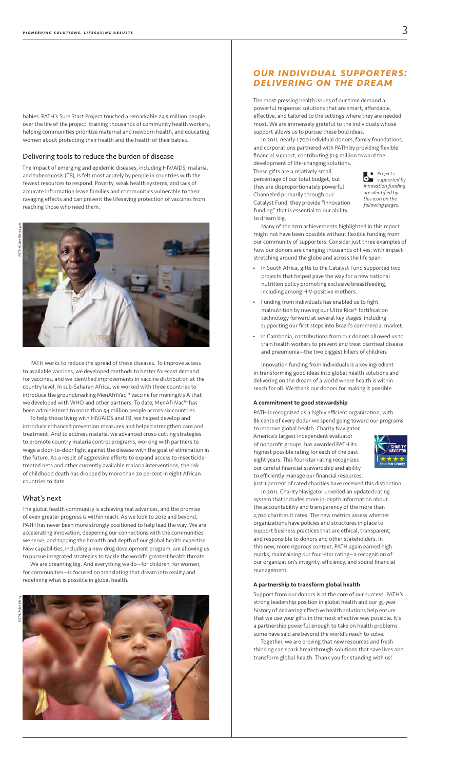babies. PATH's Sure Start Project touched a remarkable 24.5 million people over the life of the project, training thousands of community health workers, helping communities prioritize maternal and newborn health, and educating women about protecting their health and the health of their babies.

## Delivering tools to reduce the burden of disease

The impact of emerging and epidemic diseases, including HIV/AIDS, malaria, and tuberculosis (TB), is felt most acutely by people in countries with the fewest resources to respond. Poverty, weak health systems, and lack of accurate information leave families and communities vulnerable to their ravaging effects and can prevent the lifesaving protection of vaccines from reaching those who need them.

PATH/Gabe Bienczycki

PATH works to reduce the spread of these diseases. To improve access to available vaccines, we developed methods to better forecast demand for vaccines, and we identified improvements in vaccine distribution at the country level. In sub-Saharan Africa, we worked with three countries to introduce the groundbreaking MenAfriVac™ vaccine for meningitis A that we developed with WHO and other partners. To date, MenAfriVac™ has been administered to more than 54 million people across six countries.

To help those living with HIV/AIDS and TB, we helped develop and introduce enhanced prevention measures and helped strengthen care and treatment. And to address malaria, we advanced cross-cutting strategies to promote country malaria control programs, working with partners to wage a door-to-door fight against the disease with the goal of elimination in the future. As a result of aggressive efforts to expand access to insecticide-treated nets and other currently available malaria interventions, the risk of childhood death has dropped by more than 20 percent in eight African countries to date.

## What's next

The global health community is achieving real advances, and the promise of even greater progress is within reach. As we look to 2012 and beyond, PATH has never been more strongly positioned to help lead the way. We are accelerating innovation, deepening our connections with the communities we serve, and tapping the breadth and depth of our global health expertise. New capabilities, including a new drug development program, are allowing us to pursue integrated strategies to tackle the world's greatest health threats.

We are dreaming big. And everything we do—for children, for women, for communities—is focused on translating that dream into reality and redefining what is possible in global health.

PATH/Mike Wang

# *OUR INDIVIDUAL SUPPORTERS: DELIVERING ON THE DREAM*

The most pressing health issues of our time demand a powerful response: solutions that are smart, affordable, effective, and tailored to the settings where they are needed most. We are immensely grateful to the individuals whose support allows us to pursue these bold ideas.

In 2011, nearly 1,700 individual donors, family foundations, and corporations partnered with PATH by providing flexible financial support, contributing $1.9 million toward the development of life-changing solutions. These gifts are a relatively small percentage of our total budget, but they are disproportionately powerful. Channeled primarily through our Catalyst Fund, they provide "innovation funding" that is essential to our ability to dream big.

*Projects supported by innovation funding are identified by this icon on the following pages.*

Many of the 2011 achievements highlighted in this report might not have been possible without flexible funding from our community of supporters. Consider just three examples of how our donors are changing thousands of lives, with impact stretching around the globe and across the life span:

- In South Africa, gifts to the Catalyst Fund supported two projects that helped pave the way for a new national nutrition policy promoting exclusive breastfeeding, including among HIV-positive mothers.
- Funding from individuals has enabled us to fight malnutrition by moving our Ultra Rice® fortification technology forward at several key stages, including supporting our first steps into Brazil's commercial market.
- In Cambodia, contributions from our donors allowed us to train health workers to prevent and treat diarrheal disease and pneumonia—the two biggest killers of children.

Innovation funding from individuals is a key ingredient in transforming good ideas into global health solutions and delivering on the dream of a world where health is within reach for all. We thank our donors for making it possible.

**A commitment to good stewardship**

PATH is recognized as a highly efficient organization, with 86 cents of every dollar we spend going toward our programs to improve global health. Charity Navigator, America's largest independent evaluator of nonprofit groups, has awarded PATH its highest possible rating for each of the past eight years. This four-star rating recognizes our careful financial stewardship and ability to efficiently manage our financial resources. Just 1 percent of rated charities have received this distinction.

In 2011, Charity Navigator unveiled an updated rating system that includes more in-depth information about the accountability and transparency of the more than 2,700 charities it rates. The new metrics assess whether organizations have policies and structures in place to support business practices that are ethical, transparent, and responsible to donors and other stakeholders. In this new, more rigorous context, PATH again earned high marks, maintaining our four-star rating—a recognition of our organization's integrity, efficiency, and sound financial management.

**A partnership to transform global health**

Support from our donors is at the core of our success. PATH's strong leadership position in global health and our 35-year history of delivering effective health solutions help ensure that we use your gifts in the most effective way possible. It's a partnership powerful enough to take on health problems some have said are beyond the world's reach to solve.

Together, we are proving that new resources and fresh thinking can spark breakthrough solutions that save lives and transform global health. Thank you for standing with us!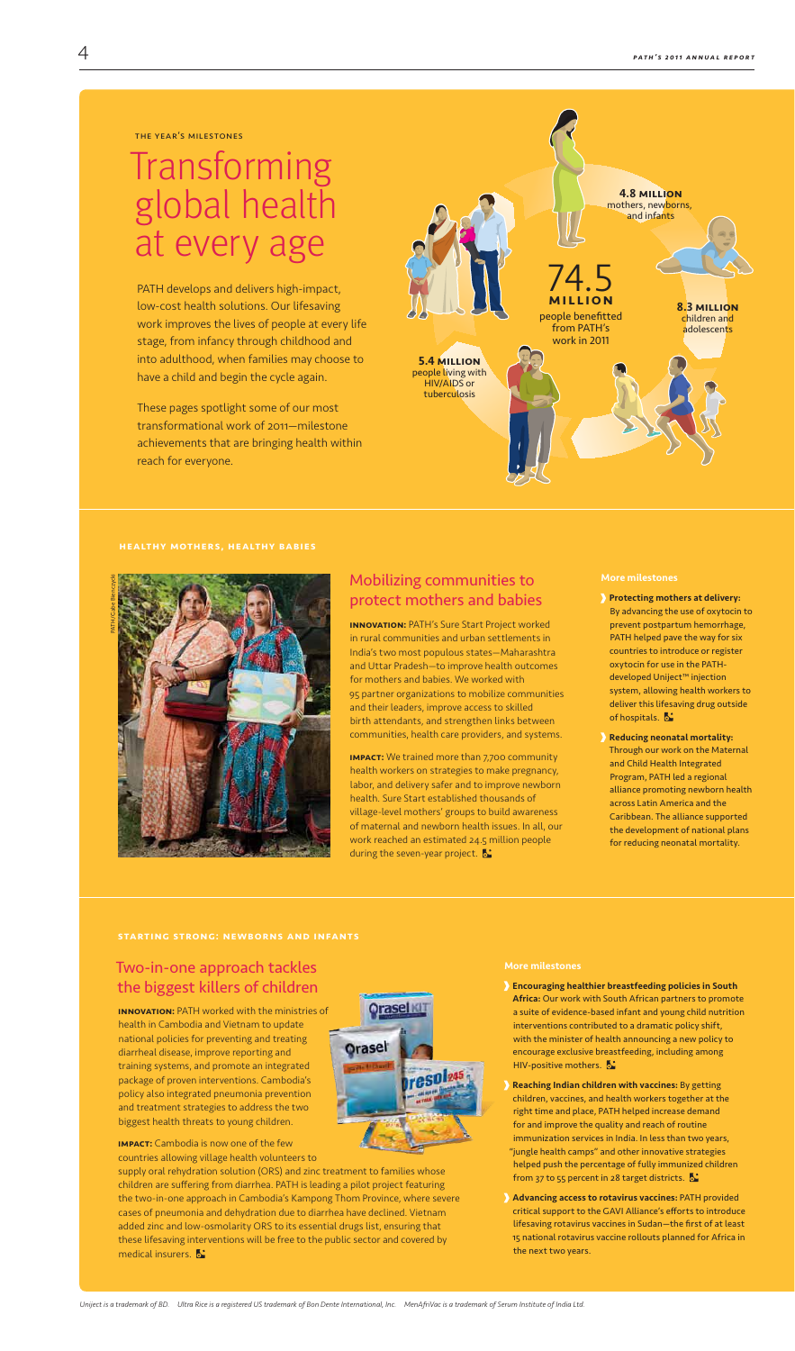THE YEAR'S MILESTONES

# Transforming global health at every age

PATH develops and delivers high-impact, low-cost health solutions. Our lifesaving work improves the lives of people at every life stage, from infancy through childhood and into adulthood, when families may choose to have a child and begin the cycle again.

These pages spotlight some of our most transformational work of 2011—milestone achievements that are bringing health within reach for everyone.

**74.5 MILLION** people benefitted from PATH's work in 2011

**4.8 MILLION** mothers, newborns, and infants

**8.3 MILLION** children and adolescents

**5.4 MILLION** people living with HIV/AIDS or tuberculosis

## HEALTHY MOTHERS, HEALTHY BABIES

PATH/Gabe Bienczycki

### Mobilizing communities to protect mothers and babies

**INNOVATION:** PATH's Sure Start Project worked in rural communities and urban settlements in India's two most populous states—Maharashtra and Uttar Pradesh—to improve health outcomes for mothers and babies. We worked with 95 partner organizations to mobilize communities and their leaders, improve access to skilled birth attendants, and strengthen links between communities, health care providers, and systems.

**IMPACT:** We trained more than 7,700 community health workers on strategies to make pregnancy, labor, and delivery safer and to improve newborn health. Sure Start established thousands of village-level mothers' groups to build awareness of maternal and newborn health issues. In all, our work reached an estimated 24.5 million people during the seven-year project.

#### More milestones

- **Protecting mothers at delivery:** By advancing the use of oxytocin to prevent postpartum hemorrhage, PATH helped pave the way for six countries to introduce or register oxytocin for use in the PATH-developed Uniject™ injection system, allowing health workers to deliver this lifesaving drug outside of hospitals.
- **Reducing neonatal mortality:** Through our work on the Maternal and Child Health Integrated Program, PATH led a regional alliance promoting newborn health across Latin America and the Caribbean. The alliance supported the development of national plans for reducing neonatal mortality.

## STARTING STRONG: NEWBORNS AND INFANTS

### Two-in-one approach tackles the biggest killers of children

**INNOVATION:** PATH worked with the ministries of health in Cambodia and Vietnam to update national policies for preventing and treating diarrheal disease, improve reporting and training systems, and promote an integrated package of proven interventions. Cambodia's policy also integrated pneumonia prevention and treatment strategies to address the two biggest health threats to young children.

**IMPACT:** Cambodia is now one of the few countries allowing village health volunteers to supply oral rehydration solution (ORS) and zinc treatment to families whose children are suffering from diarrhea. PATH is leading a pilot project featuring the two-in-one approach in Cambodia's Kampong Thom Province, where severe cases of pneumonia and dehydration due to diarrhea have declined. Vietnam added zinc and low-osmolarity ORS to its essential drugs list, ensuring that these lifesaving interventions will be free to the public sector and covered by medical insurers.

#### More milestones

- **Encouraging healthier breastfeeding policies in South Africa:** Our work with South African partners to promote a suite of evidence-based infant and young child nutrition interventions contributed to a dramatic policy shift, with the minister of health announcing a new policy to encourage exclusive breastfeeding, including among HIV-positive mothers.
- **Reaching Indian children with vaccines:** By getting children, vaccines, and health workers together at the right time and place, PATH helped increase demand for and improve the quality and reach of routine immunization services in India. In less than two years, "jungle health camps" and other innovative strategies helped push the percentage of fully immunized children from 37 to 55 percent in 28 target districts.
- **Advancing access to rotavirus vaccines:** PATH provided critical support to the GAVI Alliance's efforts to introduce lifesaving rotavirus vaccines in Sudan—the first of at least 15 national rotavirus vaccine rollouts planned for Africa in the next two years.

*Uniject is a trademark of BD. Ultra Rice is a registered US trademark of Bon Dente International, Inc. MenAfriVac is a trademark of Serum Institute of India Ltd.*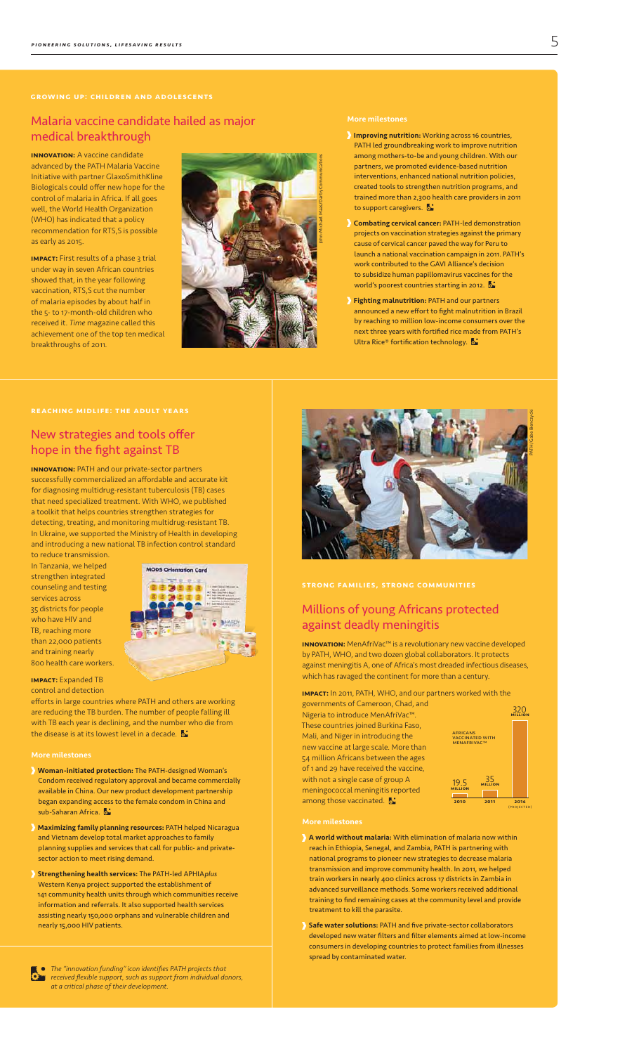## Growing up: children and adolescents

### Malaria vaccine candidate hailed as major medical breakthrough

**INNOVATION:** A vaccine candidate advanced by the PATH Malaria Vaccine Initiative with partner GlaxoSmithKline Biologicals could offer new hope for the control of malaria in Africa. If all goes well, the World Health Organization (WHO) has indicated that a policy recommendation for RTS,S is possible as early as 2015.

**IMPACT:** First results of a phase 3 trial under way in seven African countries showed that, in the year following vaccination, RTS,S cut the number of malaria episodes by about half in the 5- to 17-month-old children who received it. *Time* magazine called this achievement one of the top ten medical breakthroughs of 2011.

#### More milestones

- **Improving nutrition:** Working across 16 countries, PATH led groundbreaking work to improve nutrition among mothers-to-be and young children. With our partners, we promoted evidence-based nutrition interventions, enhanced national nutrition policies, created tools to strengthen nutrition programs, and trained more than 2,300 health care providers in 2011 to support caregivers.
- **Combating cervical cancer:** PATH-led demonstration projects on vaccination strategies against the primary cause of cervical cancer paved the way for Peru to launch a national vaccination campaign in 2011. PATH's work contributed to the GAVI Alliance's decision to subsidize human papillomavirus vaccines for the world's poorest countries starting in 2012.
- **Fighting malnutrition:** PATH and our partners announced a new effort to fight malnutrition in Brazil by reaching 10 million low-income consumers over the next three years with fortified rice made from PATH's Ultra Rice® fortification technology.

## Reaching midlife: the adult years

### New strategies and tools offer hope in the fight against TB

**INNOVATION:** PATH and our private-sector partners successfully commercialized an affordable and accurate kit for diagnosing multidrug-resistant tuberculosis (TB) cases that need specialized treatment. With WHO, we published a toolkit that helps countries strengthen strategies for detecting, treating, and monitoring multidrug-resistant TB. In Ukraine, we supported the Ministry of Health in developing and introducing a new national TB infection control standard to reduce transmission. In Tanzania, we helped strengthen integrated counseling and testing services across 35 districts for people who have HIV and TB, reaching more than 22,000 patients and training nearly 800 health care workers.

**IMPACT:** Expanded TB control and detection efforts in large countries where PATH and others are working are reducing the TB burden. The number of people falling ill with TB each year is declining, and the number who die from the disease is at its lowest level in a decade.

#### More milestones

- **Woman-initiated protection:** The PATH-designed Woman's Condom received regulatory approval and became commercially available in China. Our new product development partnership began expanding access to the female condom in China and sub-Saharan Africa.
- **Maximizing family planning resources:** PATH helped Nicaragua and Vietnam develop total market approaches to family planning supplies and services that call for public- and private-sector action to meet rising demand.
- **Strengthening health services:** The PATH-led APHIA*plus* Western Kenya project supported the establishment of 141 community health units through which communities receive information and referrals. It also supported health services assisting nearly 150,000 orphans and vulnerable children and nearly 15,000 HIV patients.

## Strong families, strong communities

### Millions of young Africans protected against deadly meningitis

**INNOVATION:** MenAfriVac™ is a revolutionary new vaccine developed by PATH, WHO, and two dozen global collaborators. It protects against meningitis A, one of Africa's most dreaded infectious diseases, which has ravaged the continent for more than a century.

**IMPACT:** In 2011, PATH, WHO, and our partners worked with the governments of Cameroon, Chad, and Nigeria to introduce MenAfriVac™. These countries joined Burkina Faso, Mali, and Niger in introducing the new vaccine at large scale. More than 54 million Africans between the ages of 1 and 29 have received the vaccine, with not a single case of group A meningococcal meningitis reported among those vaccinated.

Africans vaccinated with MenAfriVac™

| Year | Africans vaccinated |
|---|---|
| 2010 | 19.5 million |
| 2011 | 35 million |
| 2016 (projected) | 320 million |

#### More milestones

- **A world without malaria:** With elimination of malaria now within reach in Ethiopia, Senegal, and Zambia, PATH is partnering with national programs to pioneer new strategies to decrease malaria transmission and improve community health. In 2011, we helped train workers in nearly 400 clinics across 17 districts in Zambia in advanced surveillance methods. Some workers received additional training to find remaining cases at the community level and provide treatment to kill the parasite.
- **Safe water solutions:** PATH and five private-sector collaborators developed new water filters and filter elements aimed at low-income consumers in developing countries to protect families from illnesses spread by contaminated water.

*The "innovation funding" icon identifies PATH projects that received flexible support, such as support from individual donors, at a critical phase of their development.*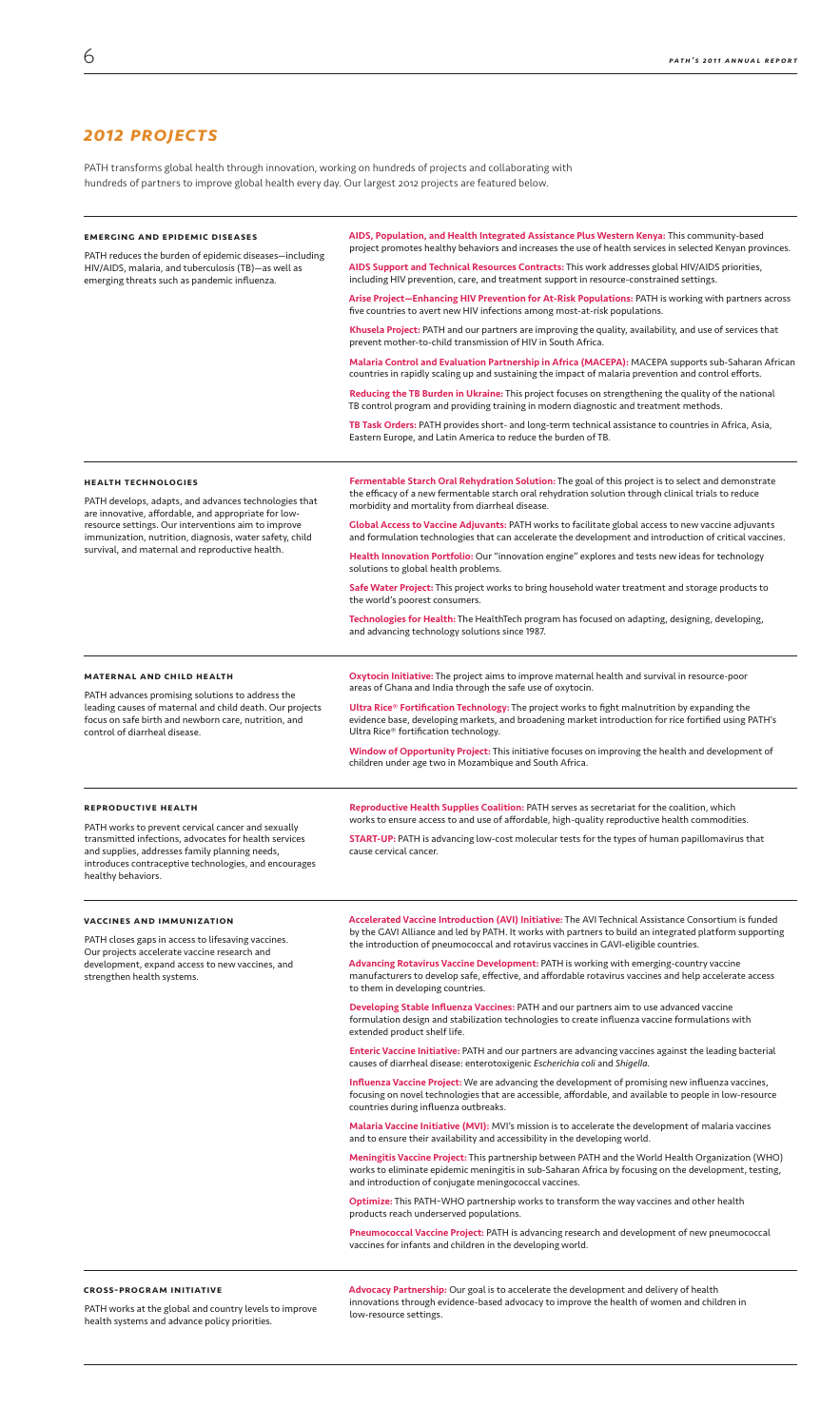## 2012 PROJECTS

PATH transforms global health through innovation, working on hundreds of projects and collaborating with hundreds of partners to improve global health every day. Our largest 2012 projects are featured below.

### EMERGING AND EPIDEMIC DISEASES

PATH reduces the burden of epidemic diseases—including HIV/AIDS, malaria, and tuberculosis (TB)—as well as emerging threats such as pandemic influenza.

**AIDS, Population, and Health Integrated Assistance Plus Western Kenya:** This community-based project promotes healthy behaviors and increases the use of health services in selected Kenyan provinces.

**AIDS Support and Technical Resources Contracts:** This work addresses global HIV/AIDS priorities, including HIV prevention, care, and treatment support in resource-constrained settings.

**Arise Project—Enhancing HIV Prevention for At-Risk Populations:** PATH is working with partners across five countries to avert new HIV infections among most-at-risk populations.

**Khusela Project:** PATH and our partners are improving the quality, availability, and use of services that prevent mother-to-child transmission of HIV in South Africa.

**Malaria Control and Evaluation Partnership in Africa (MACEPA):** MACEPA supports sub-Saharan African countries in rapidly scaling up and sustaining the impact of malaria prevention and control efforts.

**Reducing the TB Burden in Ukraine:** This project focuses on strengthening the quality of the national TB control program and providing training in modern diagnostic and treatment methods.

**TB Task Orders:** PATH provides short- and long-term technical assistance to countries in Africa, Asia, Eastern Europe, and Latin America to reduce the burden of TB.

### HEALTH TECHNOLOGIES

PATH develops, adapts, and advances technologies that are innovative, affordable, and appropriate for low-resource settings. Our interventions aim to improve immunization, nutrition, diagnosis, water safety, child survival, and maternal and reproductive health.

**Fermentable Starch Oral Rehydration Solution:** The goal of this project is to select and demonstrate the efficacy of a new fermentable starch oral rehydration solution through clinical trials to reduce morbidity and mortality from diarrheal disease.

**Global Access to Vaccine Adjuvants:** PATH works to facilitate global access to new vaccine adjuvants and formulation technologies that can accelerate the development and introduction of critical vaccines.

**Health Innovation Portfolio:** Our "innovation engine" explores and tests new ideas for technology solutions to global health problems.

**Safe Water Project:** This project works to bring household water treatment and storage products to the world's poorest consumers.

**Technologies for Health:** The HealthTech program has focused on adapting, designing, developing, and advancing technology solutions since 1987.

### MATERNAL AND CHILD HEALTH

PATH advances promising solutions to address the leading causes of maternal and child death. Our projects focus on safe birth and newborn care, nutrition, and control of diarrheal disease.

**Oxytocin Initiative:** The project aims to improve maternal health and survival in resource-poor areas of Ghana and India through the safe use of oxytocin.

**Ultra Rice® Fortification Technology:** The project works to fight malnutrition by expanding the evidence base, developing markets, and broadening market introduction for rice fortified using PATH's Ultra Rice® fortification technology.

**Window of Opportunity Project:** This initiative focuses on improving the health and development of children under age two in Mozambique and South Africa.

### REPRODUCTIVE HEALTH

PATH works to prevent cervical cancer and sexually transmitted infections, advocates for health services and supplies, addresses family planning needs, introduces contraceptive technologies, and encourages healthy behaviors.

**Reproductive Health Supplies Coalition:** PATH serves as secretariat for the coalition, which works to ensure access to and use of affordable, high-quality reproductive health commodities.

**START-UP:** PATH is advancing low-cost molecular tests for the types of human papillomavirus that cause cervical cancer.

### VACCINES AND IMMUNIZATION

PATH closes gaps in access to lifesaving vaccines. Our projects accelerate vaccine research and development, expand access to new vaccines, and strengthen health systems.

**Accelerated Vaccine Introduction (AVI) Initiative:** The AVI Technical Assistance Consortium is funded by the GAVI Alliance and led by PATH. It works with partners to build an integrated platform supporting the introduction of pneumococcal and rotavirus vaccines in GAVI-eligible countries.

**Advancing Rotavirus Vaccine Development:** PATH is working with emerging-country vaccine manufacturers to develop safe, effective, and affordable rotavirus vaccines and help accelerate access to them in developing countries.

**Developing Stable Influenza Vaccines:** PATH and our partners aim to use advanced vaccine formulation design and stabilization technologies to create influenza vaccine formulations with extended product shelf life.

**Enteric Vaccine Initiative:** PATH and our partners are advancing vaccines against the leading bacterial causes of diarrheal disease: enterotoxigenic *Escherichia coli* and *Shigella*.

**Influenza Vaccine Project:** We are advancing the development of promising new influenza vaccines, focusing on novel technologies that are accessible, affordable, and available to people in low-resource countries during influenza outbreaks.

**Malaria Vaccine Initiative (MVI):** MVI's mission is to accelerate the development of malaria vaccines and to ensure their availability and accessibility in the developing world.

**Meningitis Vaccine Project:** This partnership between PATH and the World Health Organization (WHO) works to eliminate epidemic meningitis in sub-Saharan Africa by focusing on the development, testing, and introduction of conjugate meningococcal vaccines.

**Optimize:** This PATH–WHO partnership works to transform the way vaccines and other health products reach underserved populations.

**Pneumococcal Vaccine Project:** PATH is advancing research and development of new pneumococcal vaccines for infants and children in the developing world.

### CROSS-PROGRAM INITIATIVE

PATH works at the global and country levels to improve health systems and advance policy priorities.

**Advocacy Partnership:** Our goal is to accelerate the development and delivery of health innovations through evidence-based advocacy to improve the health of women and children in low-resource settings.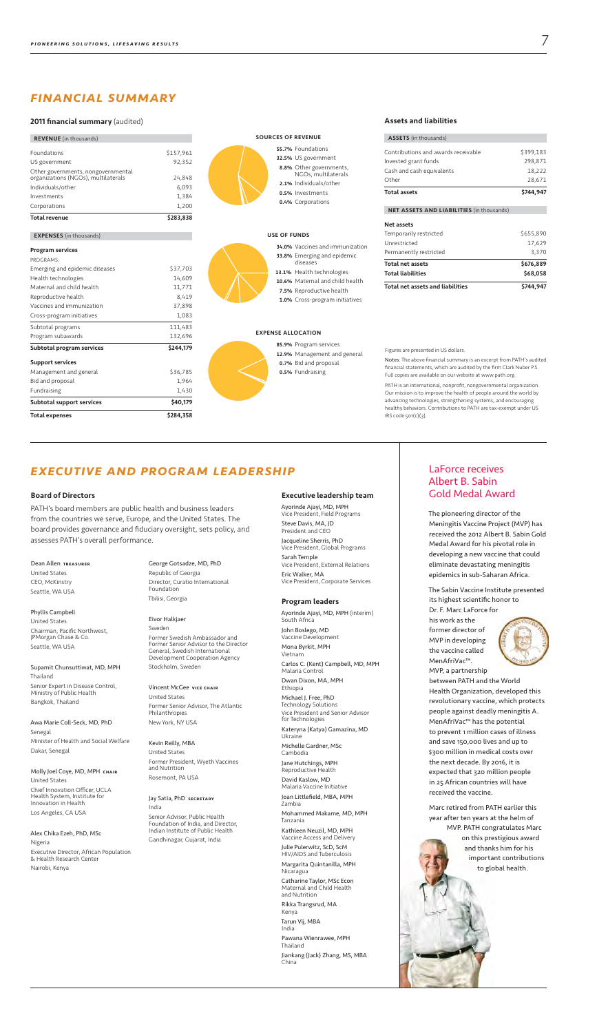# FINANCIAL SUMMARY

## 2011 financial summary (audited)

| REVENUE (in thousands) | |
|---|---|
| Foundations | $157,961 |
| US government | 92,352 |
| Other governments, nongovernmental organizations (NGOs), multilaterals | 24,848 |
| Individuals/other | 6,093 |
| Investments | 1,384 |
| Corporations | 1,200 |
| **Total revenue** | **$283,838** |

**SOURCES OF REVENUE**

- **55.7%** Foundations
- **32.5%** US government
- **8.8%** Other governments, NGOs, multilaterals
- **2.1%** Individuals/other
- **0.5%** Investments
- **0.4%** Corporations

| EXPENSES (in thousands) | |
|---|---|
| **Program services** | |
| PROGRAMS: | |
| Emerging and epidemic diseases | $37,703 |
| Health technologies | 14,609 |
| Maternal and child health | 11,771 |
| Reproductive health | 8,419 |
| Vaccines and immunization | 37,898 |
| Cross-program initiatives | 1,083 |
| Subtotal programs | 111,483 |
| Program subawards | 132,696 |
| **Subtotal program services** | **$244,179** |
| **Support services** | |
| Management and general | $36,785 |
| Bid and proposal | 1,964 |
| Fundraising | 1,430 |
| **Subtotal support services** | **$40,179** |
| **Total expenses** | **$284,358** |

**USE OF FUNDS**

- **34.0%** Vaccines and immunization
- **33.8%** Emerging and epidemic diseases
- **13.1%** Health technologies
- **10.6%** Maternal and child health
- **7.5%** Reproductive health
- **1.0%** Cross-program initiatives

**EXPENSE ALLOCATION**

- **85.9%** Program services
- **12.9%** Management and general
- **0.7%** Bid and proposal
- **0.5%** Fundraising

### Assets and liabilities

| ASSETS (in thousands) | |
|---|---|
| Contributions and awards receivable | $399,183 |
| Invested grant funds | 298,871 |
| Cash and cash equivalents | 18,222 |
| Other | 28,671 |
| **Total assets** | **$744,947** |

| NET ASSETS AND LIABILITIES (in thousands) | |
|---|---|
| **Net assets** | |
| Temporarily restricted | $655,890 |
| Unrestricted | 17,629 |
| Permanently restricted | 3,370 |
| **Total net assets** | **$676,889** |
| **Total liabilities** | **$68,058** |
| **Total net assets and liabilities** | **$744,947** |

Figures are presented in US dollars.

Notes: The above financial summary is an excerpt from PATH's audited financial statements, which are audited by the firm Clark Nuber P.S. Full copies are available on our website at www.path.org.

PATH is an international, nonprofit, nongovernmental organization. Our mission is to improve the health of people around the world by advancing technologies, strengthening systems, and encouraging healthy behaviors. Contributions to PATH are tax-exempt under US IRS code 501(c)(3).

# EXECUTIVE AND PROGRAM LEADERSHIP

### Board of Directors

PATH's board members are public health and business leaders from the countries we serve, Europe, and the United States. The board provides governance and fiduciary oversight, sets policy, and assesses PATH's overall performance.

Dean Allen TREASURER
United States
CEO, McKinstry
Seattle, WA USA

Phyllis Campbell
United States
Chairman, Pacific Northwest, JPMorgan Chase & Co.
Seattle, WA USA

Supamit Chunsuttiwat, MD, MPH
Thailand
Senior Expert in Disease Control, Ministry of Public Health
Bangkok, Thailand

Awa Marie Coll-Seck, MD, PhD
Senegal
Minister of Health and Social Welfare
Dakar, Senegal

Molly Joel Coye, MD, MPH CHAIR
United States
Chief Innovation Officer, UCLA Health System, Institute for Innovation in Health
Los Angeles, CA USA

Alex Chika Ezeh, PhD, MSc
Nigeria
Executive Director, African Population & Health Research Center
Nairobi, Kenya

George Gotsadze, MD, PhD
Republic of Georgia
Director, Curatio International Foundation
Tbilisi, Georgia

Eivor Halkjaer
Sweden
Former Swedish Ambassador and Former Senior Advisor to the Director General, Swedish International Development Cooperation Agency
Stockholm, Sweden

Vincent McGee VICE CHAIR
United States
Former Senior Advisor, The Atlantic Philanthropies
New York, NY USA

Kevin Reilly, MBA
United States
Former President, Wyeth Vaccines and Nutrition
Rosemont, PA USA

Jay Satia, PhD SECRETARY
India
Senior Advisor, Public Health Foundation of India, and Director, Indian Institute of Public Health
Gandhinagar, Gujarat, India

### Executive leadership team

Ayorinde Ajayi, MD, MPH
Vice President, Field Programs

Steve Davis, MA, JD
President and CEO

Jacqueline Sherris, PhD
Vice President, Global Programs

Sarah Temple
Vice President, External Relations

Eric Walker, MA
Vice President, Corporate Services

### Program leaders

Ayorinde Ajayi, MD, MPH (interim)
South Africa

John Boslego, MD
Vaccine Development

Mona Byrkit, MPH
Vietnam

Carlos C. (Kent) Campbell, MD, MPH
Malaria Control

Dwan Dixon, MA, MPH
Ethiopia

Michael J. Free, PhD
Technology Solutions
Vice President and Senior Advisor for Technologies

Kateryna (Katya) Gamazina, MD
Ukraine

Michelle Gardner, MSc
Cambodia

Jane Hutchings, MPH
Reproductive Health

David Kaslow, MD
Malaria Vaccine Initiative

Joan Littlefield, MBA, MPH
Zambia

Mohammed Makame, MD, MPH
Tanzania

Kathleen Neuzil, MD, MPH
Vaccine Access and Delivery

Julie Pulerwitz, ScD, ScM
HIV/AIDS and Tuberculosis

Margarita Quintanilla, MPH
Nicaragua

Catharine Taylor, MSc Econ
Maternal and Child Health and Nutrition

Rikka Trangsrud, MA
Kenya

Tarun Vij, MBA
India

Pawana Wienrawee, MPH
Thailand

Jiankang (Jack) Zhang, MS, MBA
China

## LaForce receives Albert B. Sabin Gold Medal Award

The pioneering director of the Meningitis Vaccine Project (MVP) has received the 2012 Albert B. Sabin Gold Medal Award for his pivotal role in developing a new vaccine that could eliminate devastating meningitis epidemics in sub-Saharan Africa.

The Sabin Vaccine Institute presented its highest scientific honor to Dr. F. Marc LaForce for his work as the former director of MVP in developing the vaccine called MenAfriVac™. MVP, a partnership between PATH and the World Health Organization, developed this revolutionary vaccine, which protects people against deadly meningitis A. MenAfriVac™ has the potential to prevent 1 million cases of illness and save 150,000 lives and up to $300 million in medical costs over the next decade. By 2016, it is expected that 320 million people in 25 African countries will have received the vaccine.

Marc retired from PATH earlier this year after ten years at the helm of MVP. PATH congratulates Marc on this prestigious award and thanks him for his important contributions to global health.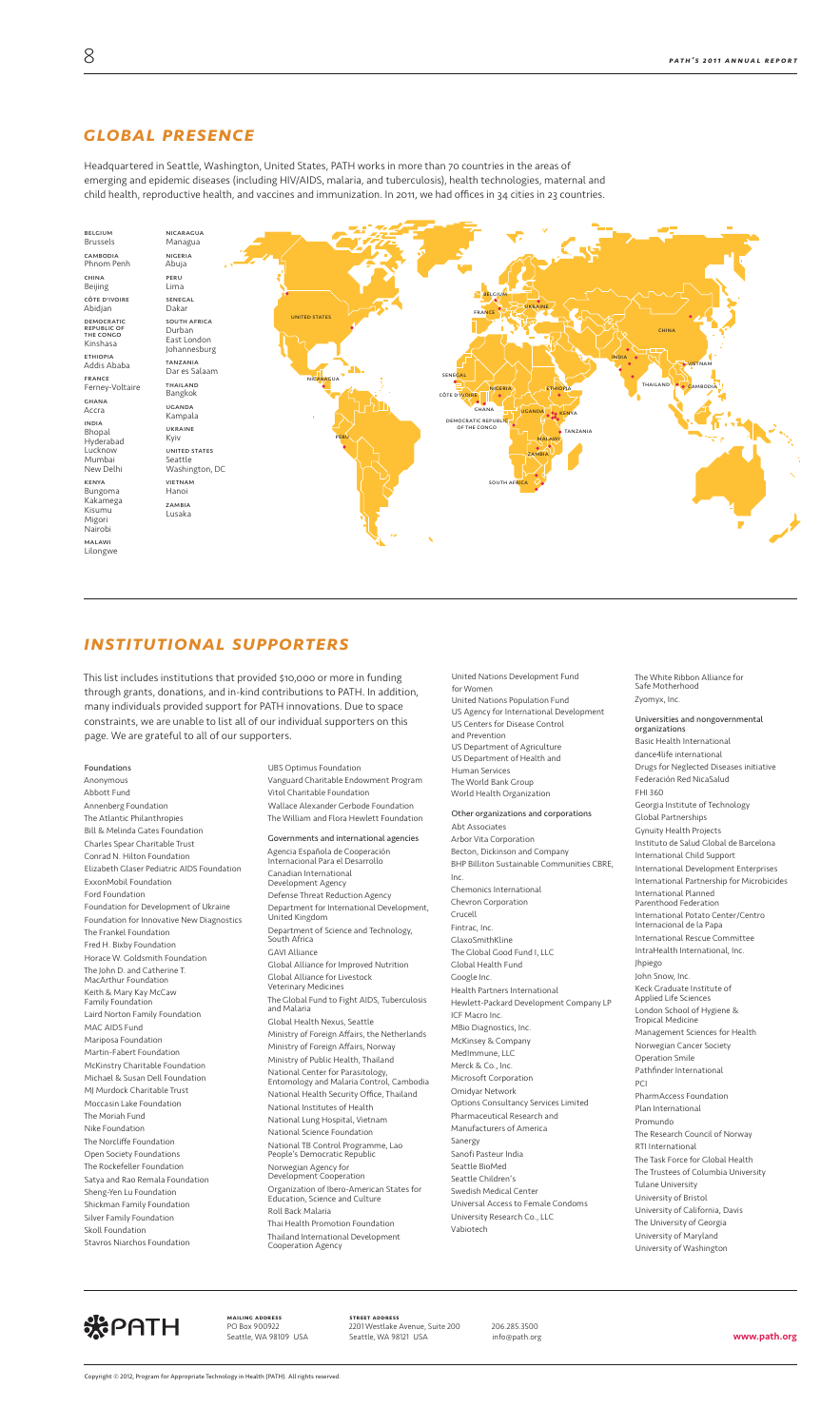## *GLOBAL PRESENCE*

Headquartered in Seattle, Washington, United States, PATH works in more than 70 countries in the areas of emerging and epidemic diseases (including HIV/AIDS, malaria, and tuberculosis), health technologies, maternal and child health, reproductive health, and vaccines and immunization. In 2011, we had offices in 34 cities in 23 countries.

**BELGIUM**
Brussels

**CAMBODIA**
Phnom Penh

**CHINA**
Beijing

**CÔTE D'IVOIRE**
Abidjan

**DEMOCRATIC REPUBLIC OF THE CONGO**
Kinshasa

**ETHIOPIA**
Addis Ababa

**FRANCE**
Ferney-Voltaire

**GHANA**
Accra

**INDIA**
Bhopal
Hyderabad
Lucknow
Mumbai
New Delhi

**KENYA**
Bungoma
Kakamega
Kisumu
Migori
Nairobi

**MALAWI**
Lilongwe

**NICARAGUA**
Managua

**NIGERIA**
Abuja

**PERU**
Lima

**SENEGAL**
Dakar

**SOUTH AFRICA**
Durban
East London
Johannesburg

**TANZANIA**
Dar es Salaam

**THAILAND**
Bangkok

**UGANDA**
Kampala

**UKRAINE**
Kyiv

**UNITED STATES**
Seattle
Washington, DC

**VIETNAM**
Hanoi

**ZAMBIA**
Lusaka

UNITED STATES
NICARAGUA
PERU
BELGIUM
FRANCE
UKRAINE
SENEGAL
CÔTE D'IVOIRE
GHANA
NIGERIA
ETHIOPIA
DEMOCRATIC REPUBLIC OF THE CONGO
UGANDA
KENYA
TANZANIA
MALAWI
ZAMBIA
SOUTH AFRICA
CHINA
INDIA
THAILAND
VIETNAM
CAMBODIA

## *INSTITUTIONAL SUPPORTERS*

This list includes institutions that provided $10,000 or more in funding through grants, donations, and in-kind contributions to PATH. In addition, many individuals provided support for PATH innovations. Due to space constraints, we are unable to list all of our individual supporters on this page. We are grateful to all of our supporters.

**Foundations**

Anonymous
Abbott Fund
Annenberg Foundation
The Atlantic Philanthropies
Bill & Melinda Gates Foundation
Charles Spear Charitable Trust
Conrad N. Hilton Foundation
Elizabeth Glaser Pediatric AIDS Foundation
ExxonMobil Foundation
Ford Foundation
Foundation for Development of Ukraine
Foundation for Innovative New Diagnostics
The Frankel Foundation
Fred H. Bixby Foundation
Horace W. Goldsmith Foundation
The John D. and Catherine T. MacArthur Foundation
Keith & Mary Kay McCaw Family Foundation
Laird Norton Family Foundation
MAC AIDS Fund
Mariposa Foundation
Martin-Fabert Foundation
McKinstry Charitable Foundation
Michael & Susan Dell Foundation
MJ Murdock Charitable Trust
Moccasin Lake Foundation
The Moriah Fund
Nike Foundation
The Norcliffe Foundation
Open Society Foundations
The Rockefeller Foundation
Satya and Rao Remala Foundation
Sheng-Yen Lu Foundation
Shickman Family Foundation
Silver Family Foundation
Skoll Foundation
Stavros Niarchos Foundation
UBS Optimus Foundation
Vanguard Charitable Endowment Program
Vitol Charitable Foundation
Wallace Alexander Gerbode Foundation
The William and Flora Hewlett Foundation

**Governments and international agencies**

Agencia Española de Cooperación Internacional Para el Desarrollo
Canadian International Development Agency
Defense Threat Reduction Agency
Department for International Development, United Kingdom
Department of Science and Technology, South Africa
GAVI Alliance
Global Alliance for Improved Nutrition
Global Alliance for Livestock Veterinary Medicines
The Global Fund to Fight AIDS, Tuberculosis and Malaria
Global Health Nexus, Seattle
Ministry of Foreign Affairs, the Netherlands
Ministry of Foreign Affairs, Norway
Ministry of Public Health, Thailand
National Center for Parasitology, Entomology and Malaria Control, Cambodia
National Health Security Office, Thailand
National Institutes of Health
National Lung Hospital, Vietnam
National Science Foundation
National TB Control Programme, Lao People's Democratic Republic
Norwegian Agency for Development Cooperation
Organization of Ibero-American States for Education, Science and Culture
Roll Back Malaria
Thai Health Promotion Foundation
Thailand International Development Cooperation Agency
United Nations Development Fund for Women
United Nations Population Fund
US Agency for International Development
US Centers for Disease Control and Prevention
US Department of Agriculture
US Department of Health and Human Services
The World Bank Group
World Health Organization

**Other organizations and corporations**

Abt Associates
Arbor Vita Corporation
Becton, Dickinson and Company
BHP Billiton Sustainable Communities CBRE, Inc.
Chemonics International
Chevron Corporation
Crucell
Fintrac, Inc.
GlaxoSmithKline
The Global Good Fund I, LLC
Global Health Fund
Google Inc.
Health Partners International
Hewlett-Packard Development Company LP
ICF Macro Inc.
MBio Diagnostics, Inc.
McKinsey & Company
MedImmune, LLC
Merck & Co., Inc.
Microsoft Corporation
Omidyar Network
Options Consultancy Services Limited
Pharmaceutical Research and Manufacturers of America
Sanergy
Sanofi Pasteur India
Seattle BioMed
Seattle Children's
Swedish Medical Center
Universal Access to Female Condoms
University Research Co., LLC
Vabiotech
The White Ribbon Alliance for Safe Motherhood
Zyomyx, Inc.

**Universities and nongovernmental organizations**

Basic Health International
dance4life international
Drugs for Neglected Diseases initiative
Federación Red NicaSalud
FHI 360
Georgia Institute of Technology
Global Partnerships
Gynuity Health Projects
Instituto de Salud Global de Barcelona
International Child Support
International Development Enterprises
International Partnership for Microbicides
International Planned Parenthood Federation
International Potato Center/Centro Internacional de la Papa
International Rescue Committee
IntraHealth International, Inc.
Jhpiego
John Snow, Inc.
Keck Graduate Institute of Applied Life Sciences
London School of Hygiene & Tropical Medicine
Management Sciences for Health
Norwegian Cancer Society
Operation Smile
Pathfinder International
PCI
PharmAccess Foundation
Plan International
Promundo
The Research Council of Norway
RTI International
The Task Force for Global Health
The Trustees of Columbia University
Tulane University
University of Bristol
University of California, Davis
The University of Georgia
University of Maryland
University of Washington

PATH

**MAILING ADDRESS**
PO Box 900922
Seattle, WA 98109 USA

**STREET ADDRESS**
2201 Westlake Avenue, Suite 200
Seattle, WA 98121 USA

206.285.3500
info@path.org

**www.path.org**

Copyright © 2012, Program for Appropriate Technology in Health (PATH). All rights reserved.